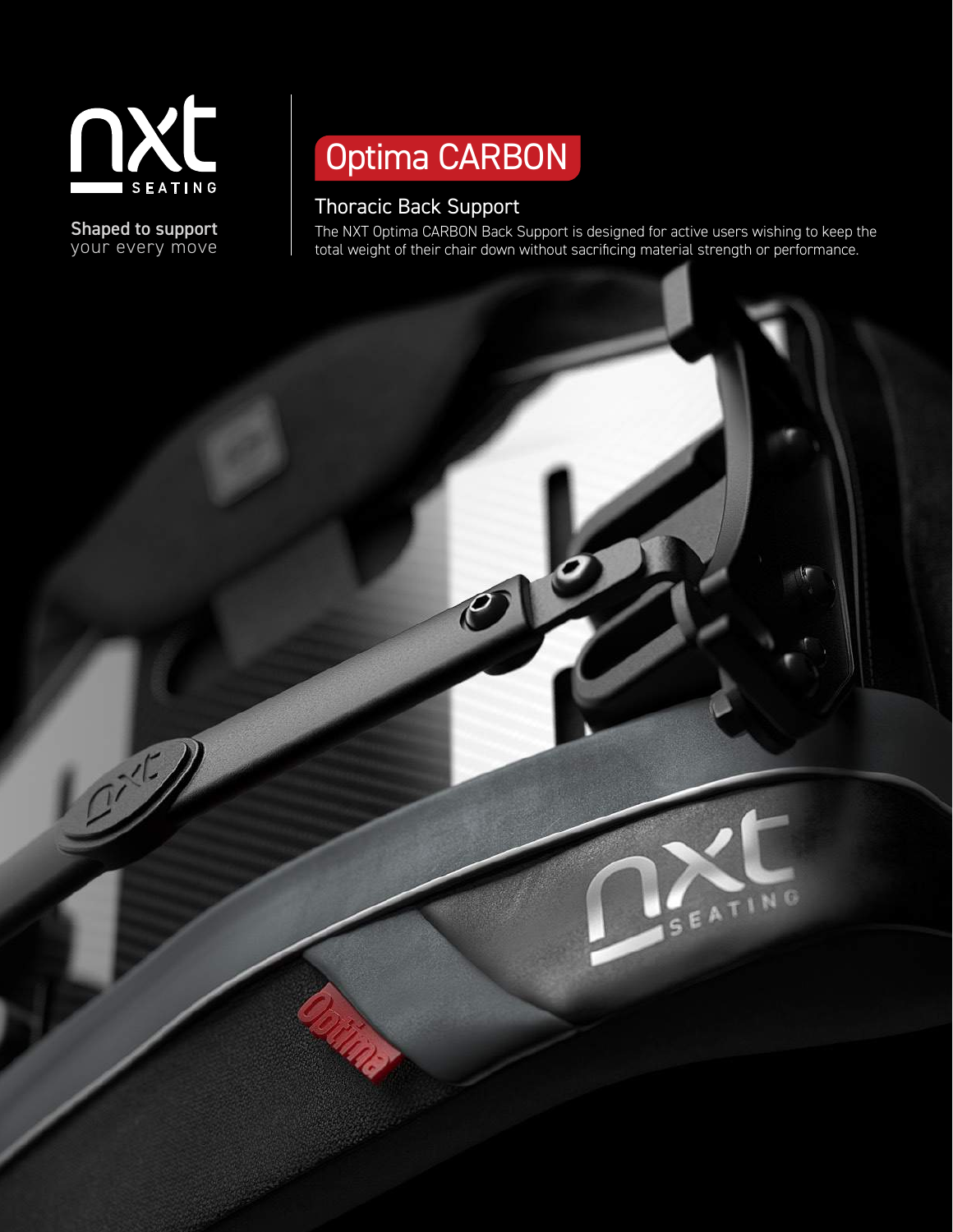nxt SEATING

Shaped to support
your every move

# Optima CARBON

## Thoracic Back Support

The NXT Optima CARBON Back Support is designed for active users wishing to keep the total weight of their chair down without sacrificing material strength or performance.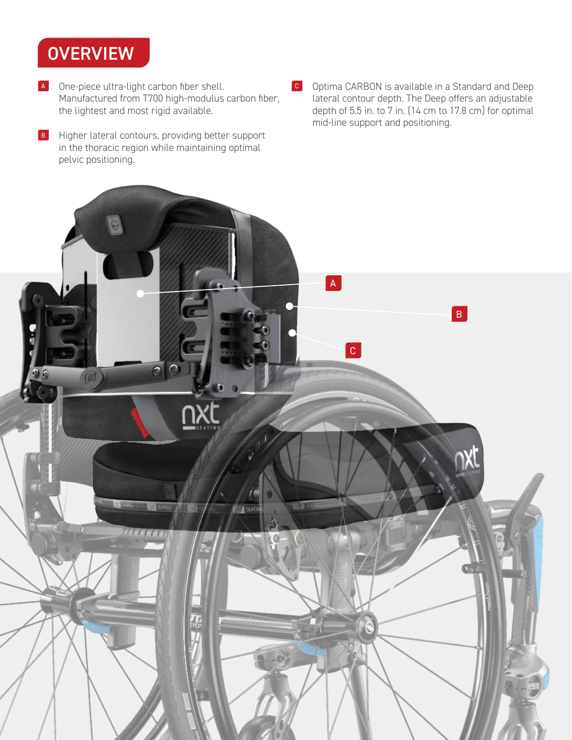# OVERVIEW

**A** One-piece ultra-light carbon fiber shell. Manufactured from T700 high-modulus carbon fiber, the lightest and most rigid available.

**B** Higher lateral contours, providing better support in the thoracic region while maintaining optimal pelvic positioning.

**C** Optima CARBON is available in a Standard and Deep lateral contour depth. The Deep offers an adjustable depth of 5.5 in. to 7 in. (14 cm to 17.8 cm) for optimal mid-line support and positioning.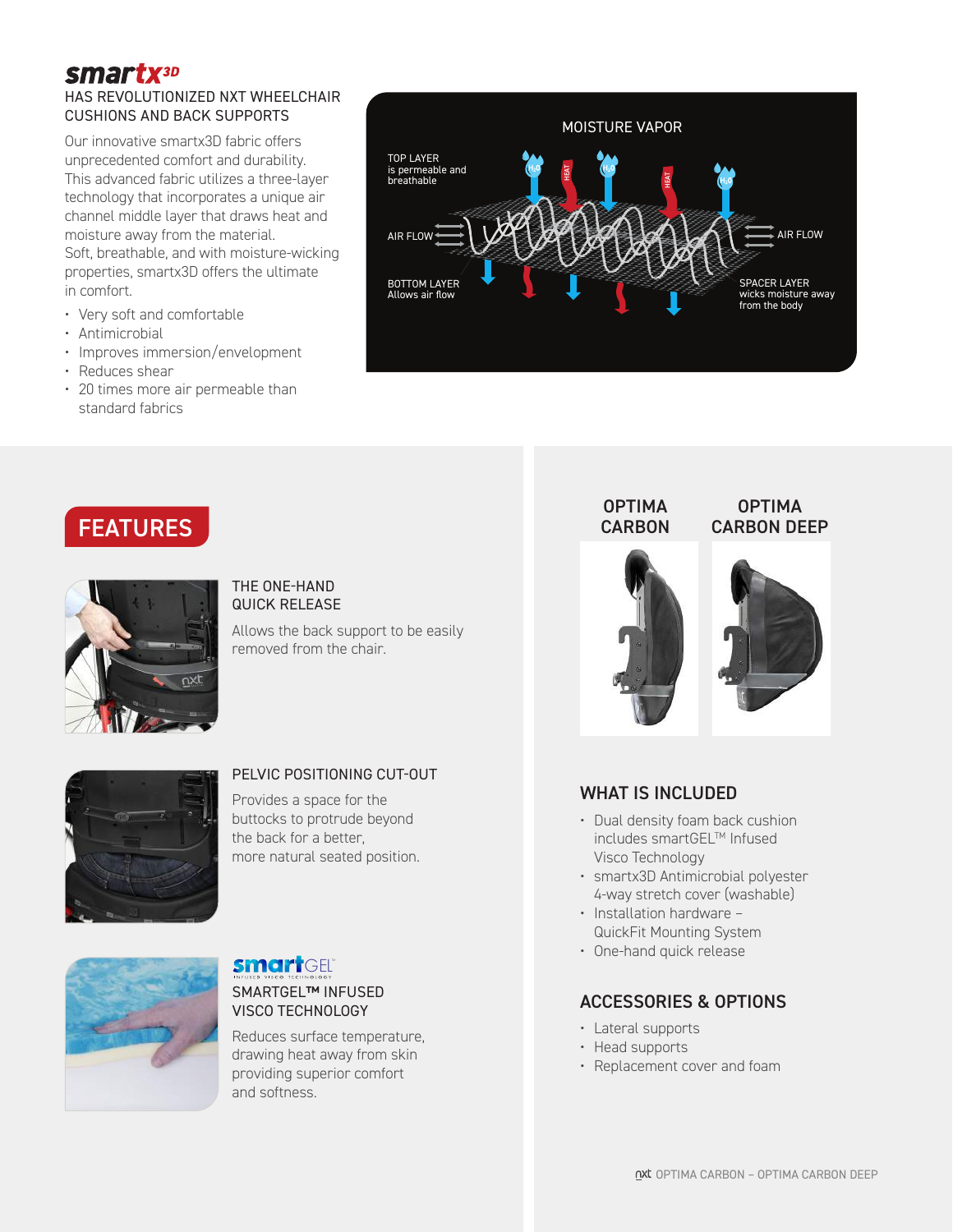## smartx3D

HAS REVOLUTIONIZED NXT WHEELCHAIR CUSHIONS AND BACK SUPPORTS

Our innovative smartx3D fabric offers unprecedented comfort and durability. This advanced fabric utilizes a three-layer technology that incorporates a unique air channel middle layer that draws heat and moisture away from the material. Soft, breathable, and with moisture-wicking properties, smartx3D offers the ultimate in comfort.

- Very soft and comfortable
- Antimicrobial
- Improves immersion/envelopment
- Reduces shear
- 20 times more air permeable than standard fabrics

MOISTURE VAPOR

TOP LAYER is permeable and breathable

AIR FLOW

AIR FLOW

BOTTOM LAYER Allows air flow

SPACER LAYER wicks moisture away from the body

## FEATURES

### THE ONE-HAND QUICK RELEASE

Allows the back support to be easily removed from the chair.

### PELVIC POSITIONING CUT-OUT

Provides a space for the buttocks to protrude beyond the back for a better, more natural seated position.

### SMARTGEL™ INFUSED VISCO TECHNOLOGY

Reduces surface temperature, drawing heat away from skin providing superior comfort and softness.

OPTIMA CARBON

OPTIMA CARBON DEEP

## WHAT IS INCLUDED

- Dual density foam back cushion includes smartGEL™ Infused Visco Technology
- smartx3D Antimicrobial polyester 4-way stretch cover (washable)
- Installation hardware – QuickFit Mounting System
- One-hand quick release

## ACCESSORIES & OPTIONS

- Lateral supports
- Head supports
- Replacement cover and foam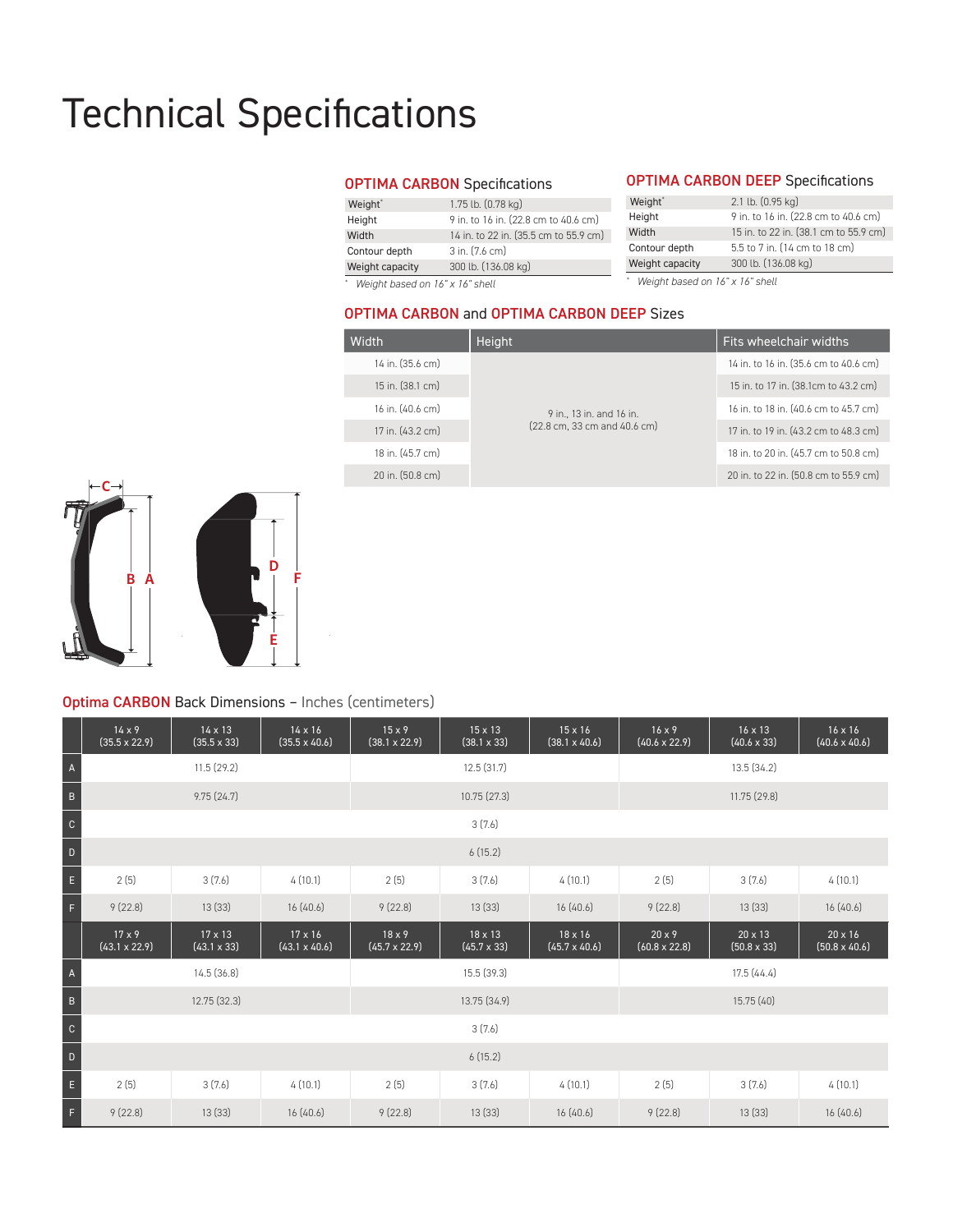# Technical Specifications

## OPTIMA CARBON Specifications

| | |
|---|---|
| Weight* | 1.75 lb. (0.78 kg) |
| Height | 9 in. to 16 in. (22.8 cm to 40.6 cm) |
| Width | 14 in. to 22 in. (35.5 cm to 55.9 cm) |
| Contour depth | 3 in. (7.6 cm) |
| Weight capacity | 300 lb. (136.08 kg) |

\* *Weight based on 16" x 16" shell*

## OPTIMA CARBON DEEP Specifications

| | |
|---|---|
| Weight* | 2.1 lb. (0.95 kg) |
| Height | 9 in. to 16 in. (22.8 cm to 40.6 cm) |
| Width | 15 in. to 22 in. (38.1 cm to 55.9 cm) |
| Contour depth | 5.5 to 7 in. (14 cm to 18 cm) |
| Weight capacity | 300 lb. (136.08 kg) |

\* *Weight based on 16" x 16" shell*

## OPTIMA CARBON and OPTIMA CARBON DEEP Sizes

| Width | Height | Fits wheelchair widths |
|---|---|---|
| 14 in. (35.6 cm) | 9 in., 13 in. and 16 in. (22.8 cm, 33 cm and 40.6 cm) | 14 in. to 16 in. (35.6 cm to 40.6 cm) |
| 15 in. (38.1 cm) | | 15 in. to 17 in. (38.1cm to 43.2 cm) |
| 16 in. (40.6 cm) | | 16 in. to 18 in. (40.6 cm to 45.7 cm) |
| 17 in. (43.2 cm) | | 17 in. to 19 in. (43.2 cm to 48.3 cm) |
| 18 in. (45.7 cm) | | 18 in. to 20 in. (45.7 cm to 50.8 cm) |
| 20 in. (50.8 cm) | | 20 in. to 22 in. (50.8 cm to 55.9 cm) |

## Optima CARBON Back Dimensions – Inches (centimeters)

| | 14 x 9 (35.5 x 22.9) | 14 x 13 (35.5 x 33) | 14 x 16 (35.5 x 40.6) | 15 x 9 (38.1 x 22.9) | 15 x 13 (38.1 x 33) | 15 x 16 (38.1 x 40.6) | 16 x 9 (40.6 x 22.9) | 16 x 13 (40.6 x 33) | 16 x 16 (40.6 x 40.6) |
|---|---|---|---|---|---|---|---|---|---|
| A | 11.5 (29.2) | | | 12.5 (31.7) | | | 13.5 (34.2) | | |
| B | 9.75 (24.7) | | | 10.75 (27.3) | | | 11.75 (29.8) | | |
| C | 3 (7.6) | | | | | | | | |
| D | 6 (15.2) | | | | | | | | |
| E | 2 (5) | 3 (7.6) | 4 (10.1) | 2 (5) | 3 (7.6) | 4 (10.1) | 2 (5) | 3 (7.6) | 4 (10.1) |
| F | 9 (22.8) | 13 (33) | 16 (40.6) | 9 (22.8) | 13 (33) | 16 (40.6) | 9 (22.8) | 13 (33) | 16 (40.6) |

| | 17 x 9 (43.1 x 22.9) | 17 x 13 (43.1 x 33) | 17 x 16 (43.1 x 40.6) | 18 x 9 (45.7 x 22.9) | 18 x 13 (45.7 x 33) | 18 x 16 (45.7 x 40.6) | 20 x 9 (60.8 x 22.8) | 20 x 13 (50.8 x 33) | 20 x 16 (50.8 x 40.6) |
|---|---|---|---|---|---|---|---|---|---|
| A | 14.5 (36.8) | | | 15.5 (39.3) | | | 17.5 (44.4) | | |
| B | 12.75 (32.3) | | | 13.75 (34.9) | | | 15.75 (40) | | |
| C | 3 (7.6) | | | | | | | | |
| D | 6 (15.2) | | | | | | | | |
| E | 2 (5) | 3 (7.6) | 4 (10.1) | 2 (5) | 3 (7.6) | 4 (10.1) | 2 (5) | 3 (7.6) | 4 (10.1) |
| F | 9 (22.8) | 13 (33) | 16 (40.6) | 9 (22.8) | 13 (33) | 16 (40.6) | 9 (22.8) | 13 (33) | 16 (40.6) |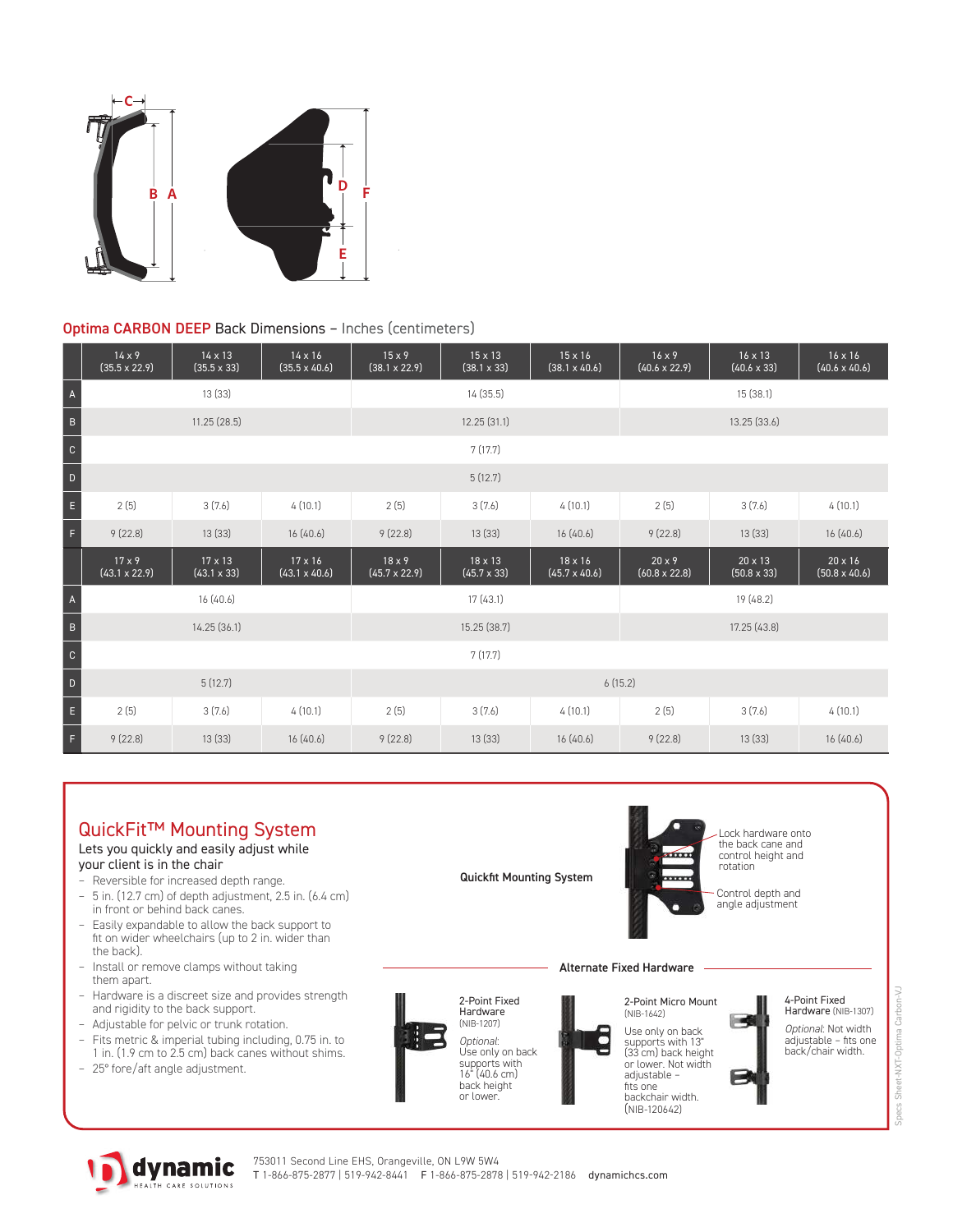C

B A

D F

E

## Optima CARBON DEEP Back Dimensions – Inches (centimeters)

| | 14 x 9 (35.5 x 22.9) | 14 x 13 (35.5 x 33) | 14 x 16 (35.5 x 40.6) | 15 x 9 (38.1 x 22.9) | 15 x 13 (38.1 x 33) | 15 x 16 (38.1 x 40.6) | 16 x 9 (40.6 x 22.9) | 16 x 13 (40.6 x 33) | 16 x 16 (40.6 x 40.6) |
|---|---|---|---|---|---|---|---|---|---|
| A | 13 (33) | | | 14 (35.5) | | | 15 (38.1) | | |
| B | 11.25 (28.5) | | | 12.25 (31.1) | | | 13.25 (33.6) | | |
| C | 7 (17.7) | | | | | | | | |
| D | 5 (12.7) | | | | | | | | |
| E | 2 (5) | 3 (7.6) | 4 (10.1) | 2 (5) | 3 (7.6) | 4 (10.1) | 2 (5) | 3 (7.6) | 4 (10.1) |
| F | 9 (22.8) | 13 (33) | 16 (40.6) | 9 (22.8) | 13 (33) | 16 (40.6) | 9 (22.8) | 13 (33) | 16 (40.6) |
| | 17 x 9 (43.1 x 22.9) | 17 x 13 (43.1 x 33) | 17 x 16 (43.1 x 40.6) | 18 x 9 (45.7 x 22.9) | 18 x 13 (45.7 x 33) | 18 x 16 (45.7 x 40.6) | 20 x 9 (60.8 x 22.8) | 20 x 13 (50.8 x 33) | 20 x 16 (50.8 x 40.6) |
| A | 16 (40.6) | | | 17 (43.1) | | | 19 (48.2) | | |
| B | 14.25 (36.1) | | | 15.25 (38.7) | | | 17.25 (43.8) | | |
| C | 7 (17.7) | | | | | | | | |
| D | 5 (12.7) | | | 6 (15.2) | | | | | |
| E | 2 (5) | 3 (7.6) | 4 (10.1) | 2 (5) | 3 (7.6) | 4 (10.1) | 2 (5) | 3 (7.6) | 4 (10.1) |
| F | 9 (22.8) | 13 (33) | 16 (40.6) | 9 (22.8) | 13 (33) | 16 (40.6) | 9 (22.8) | 13 (33) | 16 (40.6) |

## QuickFit™ Mounting System

Lets you quickly and easily adjust while your client is in the chair

- Reversible for increased depth range.
- 5 in. (12.7 cm) of depth adjustment, 2.5 in. (6.4 cm) in front or behind back canes.
- Easily expandable to allow the back support to fit on wider wheelchairs (up to 2 in. wider than the back).
- Install or remove clamps without taking them apart.
- Hardware is a discreet size and provides strength and rigidity to the back support.
- Adjustable for pelvic or trunk rotation.
- Fits metric & imperial tubing including, 0.75 in. to 1 in. (1.9 cm to 2.5 cm) back canes without shims.
- 25° fore/aft angle adjustment.

**Quickfit Mounting System**

Lock hardware onto the back cane and control height and rotation

Control depth and angle adjustment

**Alternate Fixed Hardware**

2-Point Fixed Hardware (NIB-1207)

*Optional*: Use only on back supports with 16" (40.6 cm) back height or lower.

2-Point Micro Mount (NIB-1642)

Use only on back supports with 13" (33 cm) back height or lower. Not width adjustable – fits one backchair width. (NIB-120642)

4-Point Fixed Hardware (NIB-1307)

*Optional*: Not width adjustable – fits one back/chair width.

Specs Sheet-NXT-Optima Carbon-VJ

dynamic HEALTH CARE SOLUTIONS

753011 Second Line EHS, Orangeville, ON L9W 5W4
T 1-866-875-2877 | 519-942-8441 F 1-866-875-2878 | 519-942-2186 dynamichcs.com